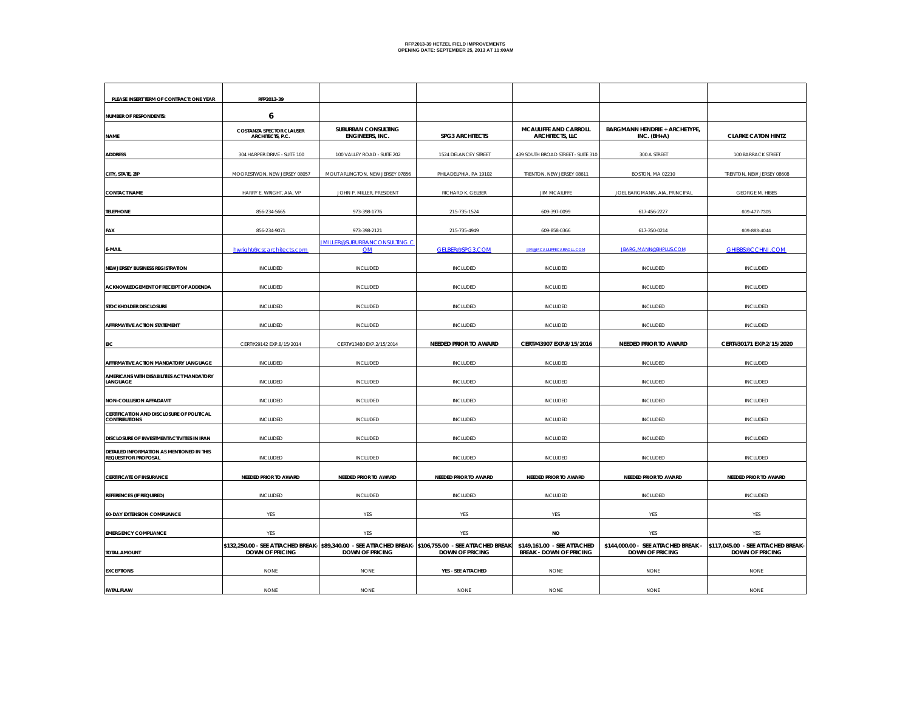**RFP2013-39 HETZEL FIELD IMPROVEMENTS**
**OPENING DATE: SEPTEMBER 25, 2013 AT 11:00AM**

| PLEASE INSERT TERM OF CONTRACT: ONE YEAR | RFP2013-39 | | | | | |
|---|---|---|---|---|---|---|
| NUMBER OF RESPONDENTS: | 6 | | | | | |
| NAME | COSTANZA SPECTOR CLAUSER ARCHITECTS, P.C. | SUBURBAN CONSULTING ENGINEERS, INC. | SPG3 ARCHITECTS | MCAULIFFE AND CARROLL ARCHITECTS, LLC | BARGMANN HENDRIE + ARCHETYPE, INC. (BH+A) | CLARKE CATON HINTZ |
| ADDRESS | 304 HARPER DRIVE - SUITE 100 | 100 VALLEY ROAD - SUITE 202 | 1524 DELANCEY STREET | 439 SOUTH BROAD STREET - SUITE 310 | 300 A STREET | 100 BARRACK STREET |
| CITY, STATE, ZIP | MOORESTWON, NEW JERSEY 08057 | MOUT ARLINGTON, NEW JERSEY 07856 | PHILADELPHIA, PA 19102 | TRENTON, NEW JERSEY 08611 | BOSTON, MA 02210 | TRENTON, NEW JERSEY 08608 |
| CONTACT NAME | HARRY E. WRIGHT, AIA, VP | JOHN P. MILLER, PRESIDENT | RICHARD K. GELBER | JIM MCAULIFFE | JOEL BARGMANN, AIA, PRINCIPAL | GEORGE M. HIBBS |
| TELEPHONE | 856-234-5665 | 973-398-1776 | 215-735-1524 | 609-397-0099 | 617-456-2227 | 609-477-7305 |
| FAX | 856-234-9071 | 973-398-2121 | 215-735-4949 | 609-858-0366 | 617-350-0214 | 609-883-4044 |
| E-MAIL | hwright@cscarchitects.com | JMILLER@SUBURBANCONSULTING.COM | GELBER@SPG3.COM | JIM@MCAULIFFECARROLL.COM | JBARG,MANN@BHPLUS.COM | GHIBBS@CCHNJ.COM |
| NEW JERSEY BUSINESS REGISTRATION | INCLUDED | INCLUDED | INCLUDED | INCLUDED | INCLUDED | INCLUDED |
| ACKNOWLEDGEMENT OF RECEIPT OF ADDENDA | INCLUDED | INCLUDED | INCLUDED | INCLUDED | INCLUDED | INCLUDED |
| STOCKHOLDER DISCLOSURE | INCLUDED | INCLUDED | INCLUDED | INCLUDED | INCLUDED | INCLUDED |
| AFFIRMATIVE ACTION STATEMENT | INCLUDED | INCLUDED | INCLUDED | INCLUDED | INCLUDED | INCLUDED |
| EIC | CERT#29142 EXP.8/15/2014 | CERT#13480 EXP.2/15/2014 | NEEDED PRIOR TO AWARD | CERT#43907 EXP.8/15/2016 | NEEDED PRIOR TO AWARD | CERT#30171 EXP.2/15/2020 |
| AFFIRMATIVE ACTION MANDATORY LANGUAGE | INCLUDED | INCLUDED | INCLUDED | INCLUDED | INCLUDED | INCLUDED |
| AMERICANS WITH DISABILITIES ACT MANDATORY LANGUAGE | INCLUDED | INCLUDED | INCLUDED | INCLUDED | INCLUDED | INCLUDED |
| NON-COLLUSION AFFADAVIT | INCLUDED | INCLUDED | INCLUDED | INCLUDED | INCLUDED | INCLUDED |
| CERTIFICATION AND DISCLOSURE OF POLITICAL CONTRIBUTIONS | INCLUDED | INCLUDED | INCLUDED | INCLUDED | INCLUDED | INCLUDED |
| DISCLOSURE OF INVESTMENT ACTIVITIES IN IRAN | INCLUDED | INCLUDED | INCLUDED | INCLUDED | INCLUDED | INCLUDED |
| DETAILED INFORMATION AS MENTIONED IN THIS REQUEST FOR PROPOSAL | INCLUDED | INCLUDED | INCLUDED | INCLUDED | INCLUDED | INCLUDED |
| CERTIFICATE OF INSURANCE | NEEDED PRIOR TO AWARD | NEEDED PRIOR TO AWARD | NEEDED PRIOR TO AWARD | NEEDED PRIOR TO AWARD | NEEDED PRIOR TO AWARD | NEEDED PRIOR TO AWARD |
| REFERENCES (IF REQUIRED) | INCLUDED | INCLUDED | INCLUDED | INCLUDED | INCLUDED | INCLUDED |
| 60-DAY EXTENSION COMPLIANCE | YES | YES | YES | YES | YES | YES |
| EMERGENCY COMPLIANCE | YES | YES | YES | NO | YES | YES |
| TOTAL AMOUNT | $132,250.00 - SEE ATTACHED BREAK-DOWN OF PRICING | $89,340.00 - SEE ATTACHED BREAK-DOWN OF PRICING | $106,755.00 - SEE ATTACHED BREAK-DOWN OF PRICING | $149,161.00 - SEE ATTACHED BREAK - DOWN OF PRICING | $144,000.00 - SEE ATTACHED BREAK - DOWN OF PRICING | $117,045.00 - SEE ATTACHED BREAK-DOWN OF PRICING |
| EXCEPTIONS | NONE | NONE | YES - SEE ATTACHED | NONE | NONE | NONE |
| FATAL FLAW | NONE | NONE | NONE | NONE | NONE | NONE |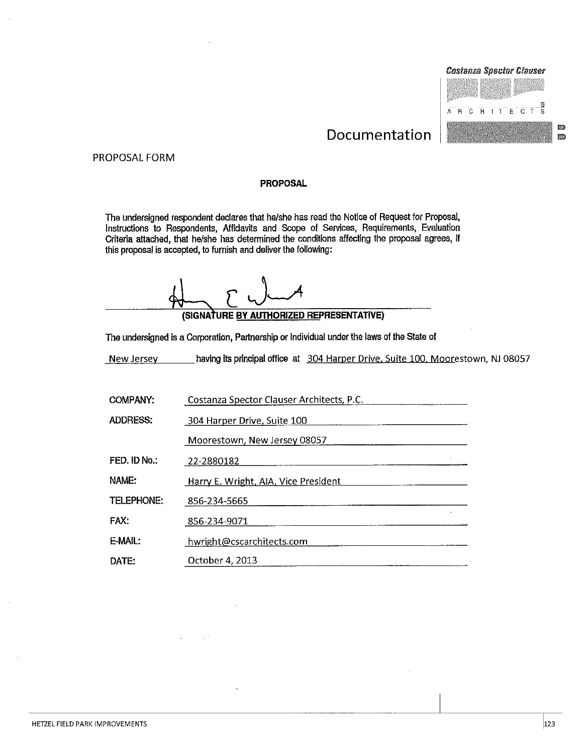Costanza Spector Clauser ARCHITECTS

# Documentation

PROPOSAL FORM

**PROPOSAL**

The undersigned respondent declares that he/she has read the Notice of Request for Proposal, Instructions to Respondents, Affidavits and Scope of Services, Requirements, Evaluation Criteria attached, that he/she has determined the conditions affecting the proposal agrees, if this proposal is accepted, to furnish and deliver the following:

**(SIGNATURE BY AUTHORIZED REPRESENTATIVE)**

The undersigned is a Corporation, Partnership or Individual under the laws of the State of

New Jersey having its principal office at 304 Harper Drive, Suite 100, Moorestown, NJ 08057

| | |
|---|---|
| COMPANY: | Costanza Spector Clauser Architects, P.C. |
| ADDRESS: | 304 Harper Drive, Suite 100 |
| | Moorestown, New Jersey 08057 |
| FED. ID No.: | 22-2880182 |
| NAME: | Harry E. Wright, AIA, Vice President |
| TELEPHONE: | 856-234-5665 |
| FAX: | 856-234-9071 |
| E-MAIL: | hwright@cscarchitects.com |
| DATE: | October 4, 2013 |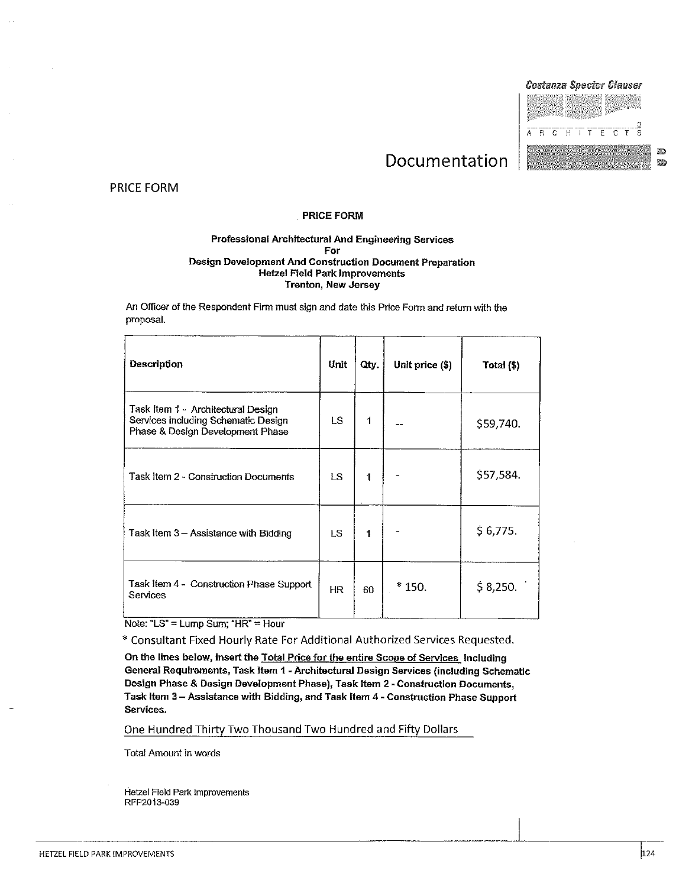Documentation

PRICE FORM

**PRICE FORM**

**Professional Architectural And Engineering Services**
**For**
**Design Development And Construction Document Preparation**
**Hetzel Field Park Improvements**
**Trenton, New Jersey**

An Officer of the Respondent Firm must sign and date this Price Form and return with the proposal.

| Description | Unit | Qty. | Unit price ($) | Total ($) |
|---|---|---|---|---|
| Task Item 1 - Architectural Design Services including Schematic Design Phase & Design Development Phase | LS | 1 | -- | $59,740. |
| Task Item 2 - Construction Documents | LS | 1 | - | $57,584. |
| Task Item 3 – Assistance with Bidding | LS | 1 | - | $ 6,775. |
| Task Item 4 - Construction Phase Support Services | HR | 60 | * 150. | $ 8,250. |

Note: "LS" = Lump Sum; "HR" = Hour

\* Consultant Fixed Hourly Rate For Additional Authorized Services Requested.

**On the lines below, insert the Total Price for the entire Scope of Services including General Requirements, Task Item 1 - Architectural Design Services (including Schematic Design Phase & Design Development Phase), Task Item 2 - Construction Documents, Task Item 3 – Assistance with Bidding, and Task Item 4 - Construction Phase Support Services.**

One Hundred Thirty Two Thousand Two Hundred and Fifty Dollars

Total Amount in words

Hetzel Field Park Improvements
RFP2013-039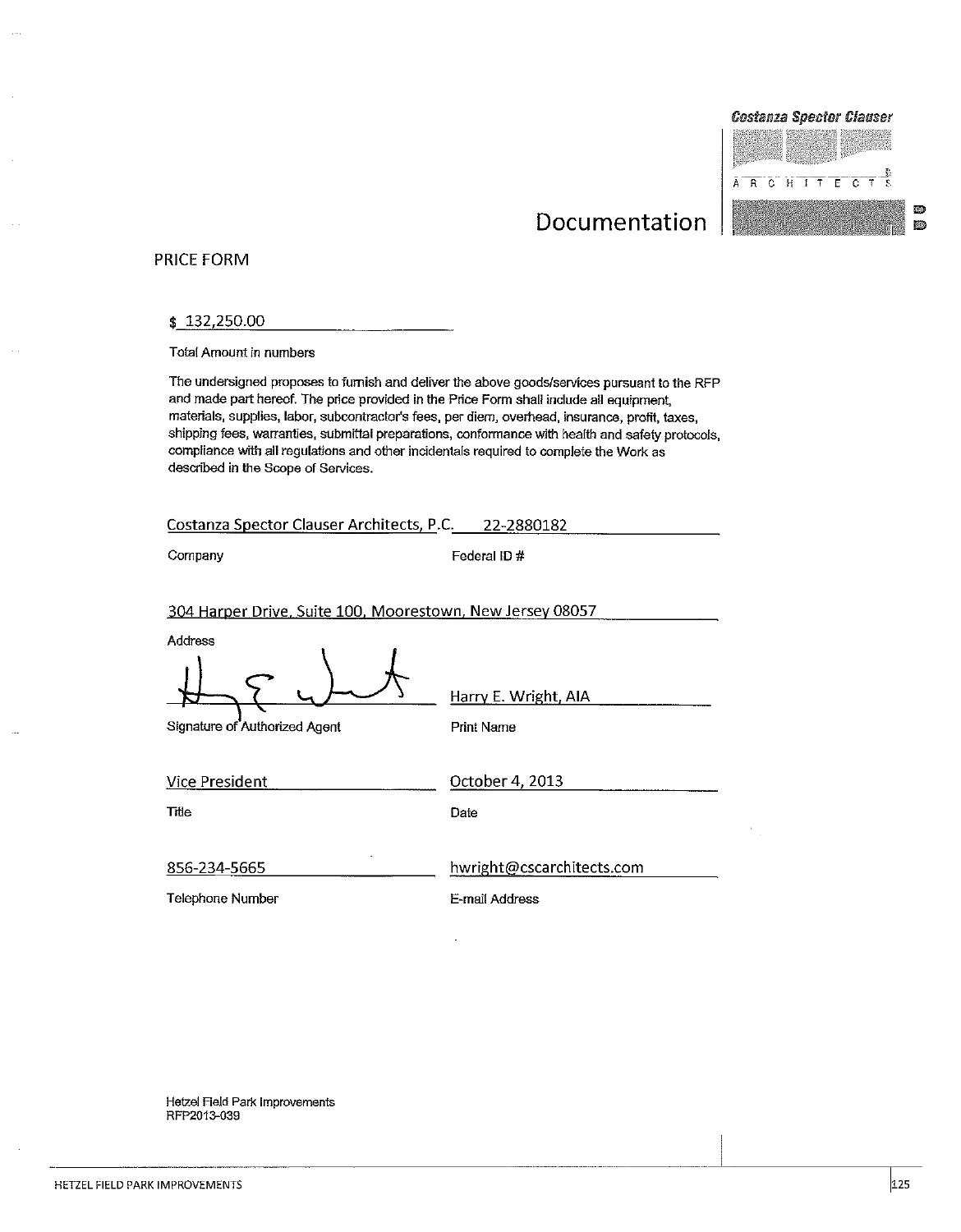Costanza Spector Clauser

ARCHITECTS

# Documentation

## PRICE FORM

$ 132,250.00

Total Amount in numbers

The undersigned proposes to furnish and deliver the above goods/services pursuant to the RFP and made part hereof. The price provided in the Price Form shall include all equipment, materials, supplies, labor, subcontractor's fees, per diem, overhead, insurance, profit, taxes, shipping fees, warranties, submittal preparations, conformance with health and safety protocols, compliance with all regulations and other incidentals required to complete the Work as described in the Scope of Services.

| | |
|---|---|
| Costanza Spector Clauser Architects, P.C. | 22-2880182 |
| Company | Federal ID # |
| 304 Harper Drive, Suite 100, Moorestown, New Jersey 08057 | |
| Address | |
| [Signature] | Harry E. Wright, AIA |
| Signature of Authorized Agent | Print Name |
| Vice President | October 4, 2013 |
| Title | Date |
| 856-234-5665 | hwright@cscarchitects.com |
| Telephone Number | E-mail Address |

Hetzel Field Park Improvements
RFP2013-039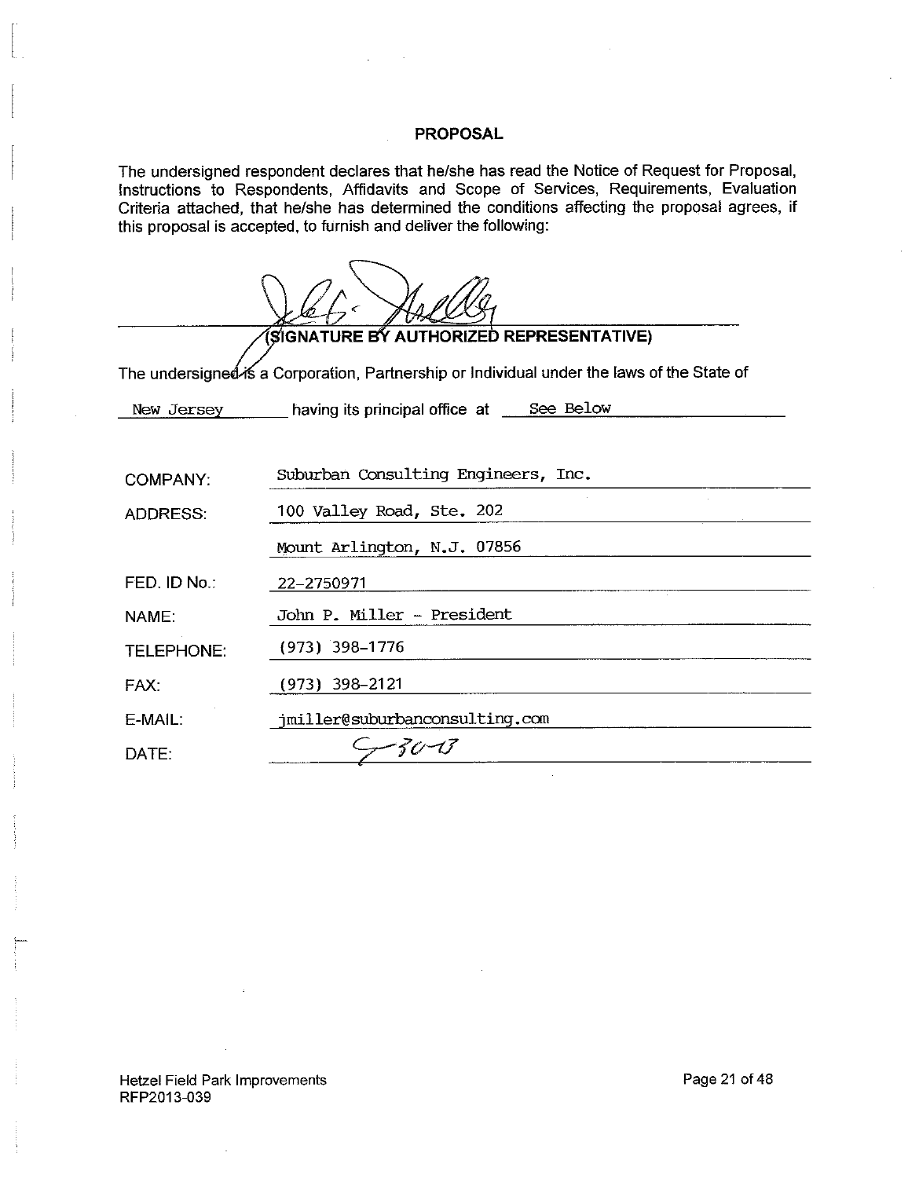## PROPOSAL

The undersigned respondent declares that he/she has read the Notice of Request for Proposal, Instructions to Respondents, Affidavits and Scope of Services, Requirements, Evaluation Criteria attached, that he/she has determined the conditions affecting the proposal agrees, if this proposal is accepted, to furnish and deliver the following:

**(SIGNATURE BY AUTHORIZED REPRESENTATIVE)**

The undersigned is a Corporation, Partnership or Individual under the laws of the State of New Jersey having its principal office at See Below

| | |
|---|---|
| COMPANY: | Suburban Consulting Engineers, Inc. |
| ADDRESS: | 100 Valley Road, Ste. 202 |
| | Mount Arlington, N.J. 07856 |
| FED. ID No.: | 22-2750971 |
| NAME: | John P. Miller - President |
| TELEPHONE: | (973) 398-1776 |
| FAX: | (973) 398-2121 |
| E-MAIL: | jmiller@suburbanconsulting.com |
| DATE: | 9-30-13 |

Hetzel Field Park Improvements
RFP2013-039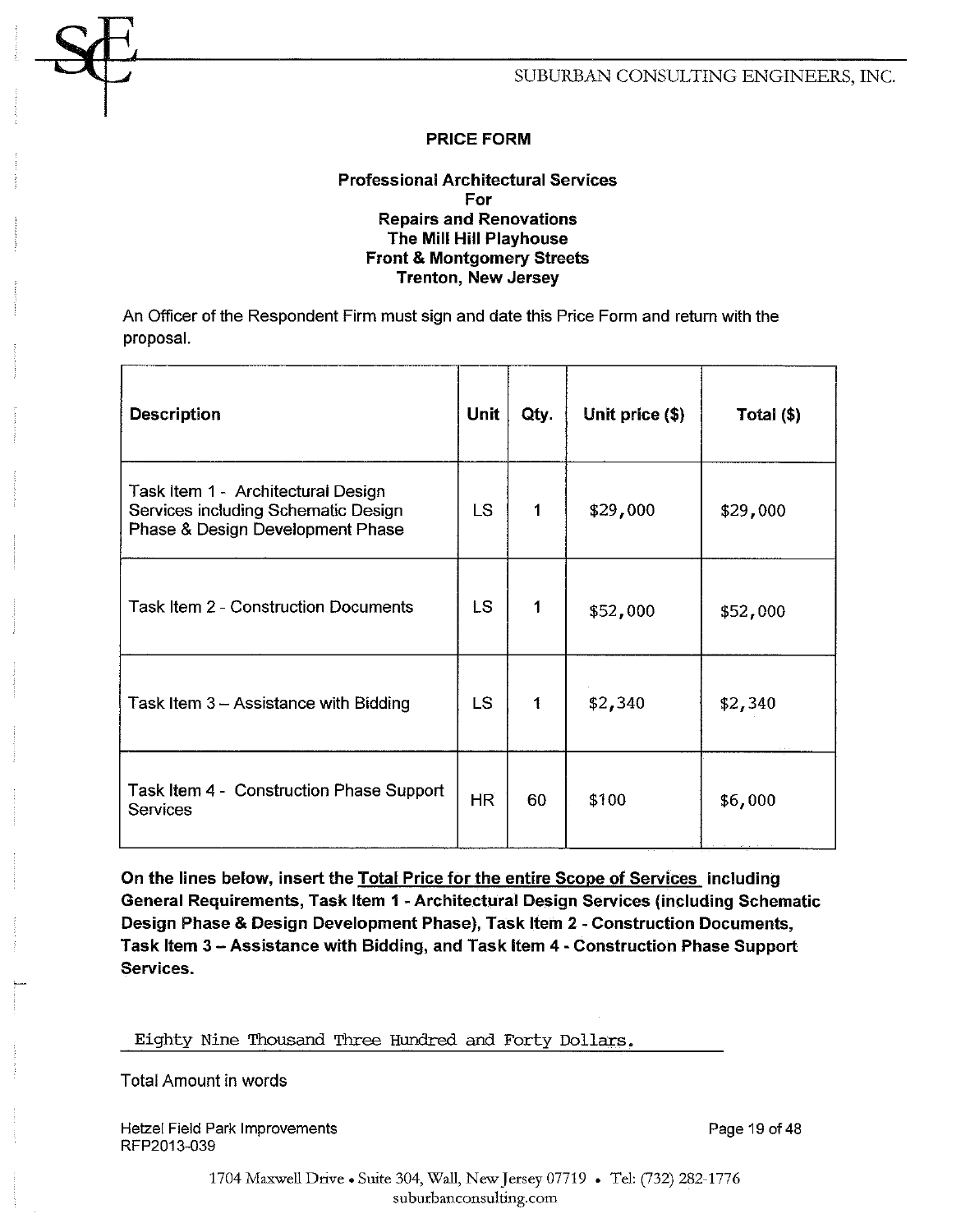SUBURBAN CONSULTING ENGINEERS, INC.

**PRICE FORM**

**Professional Architectural Services**
**For**
**Repairs and Renovations**
**The Mill Hill Playhouse**
**Front & Montgomery Streets**
**Trenton, New Jersey**

An Officer of the Respondent Firm must sign and date this Price Form and return with the proposal.

| Description | Unit | Qty. | Unit price ($) | Total ($) |
|---|---|---|---|---|
| Task Item 1 - Architectural Design Services including Schematic Design Phase & Design Development Phase | LS | 1 | $29,000 | $29,000 |
| Task Item 2 - Construction Documents | LS | 1 | $52,000 | $52,000 |
| Task Item 3 – Assistance with Bidding | LS | 1 | $2,340 | $2,340 |
| Task Item 4 - Construction Phase Support Services | HR | 60 | $100 | $6,000 |

**On the lines below, insert the <u>Total Price for the entire Scope of Services</u> including General Requirements, Task Item 1 - Architectural Design Services (including Schematic Design Phase & Design Development Phase), Task Item 2 - Construction Documents, Task Item 3 – Assistance with Bidding, and Task Item 4 - Construction Phase Support Services.**

Eighty Nine Thousand Three Hundred and Forty Dollars.

Total Amount in words

Hetzel Field Park Improvements
RFP2013-039

1704 Maxwell Drive • Suite 304, Wall, New Jersey 07719 • Tel: (732) 282-1776
suburbanconsulting.com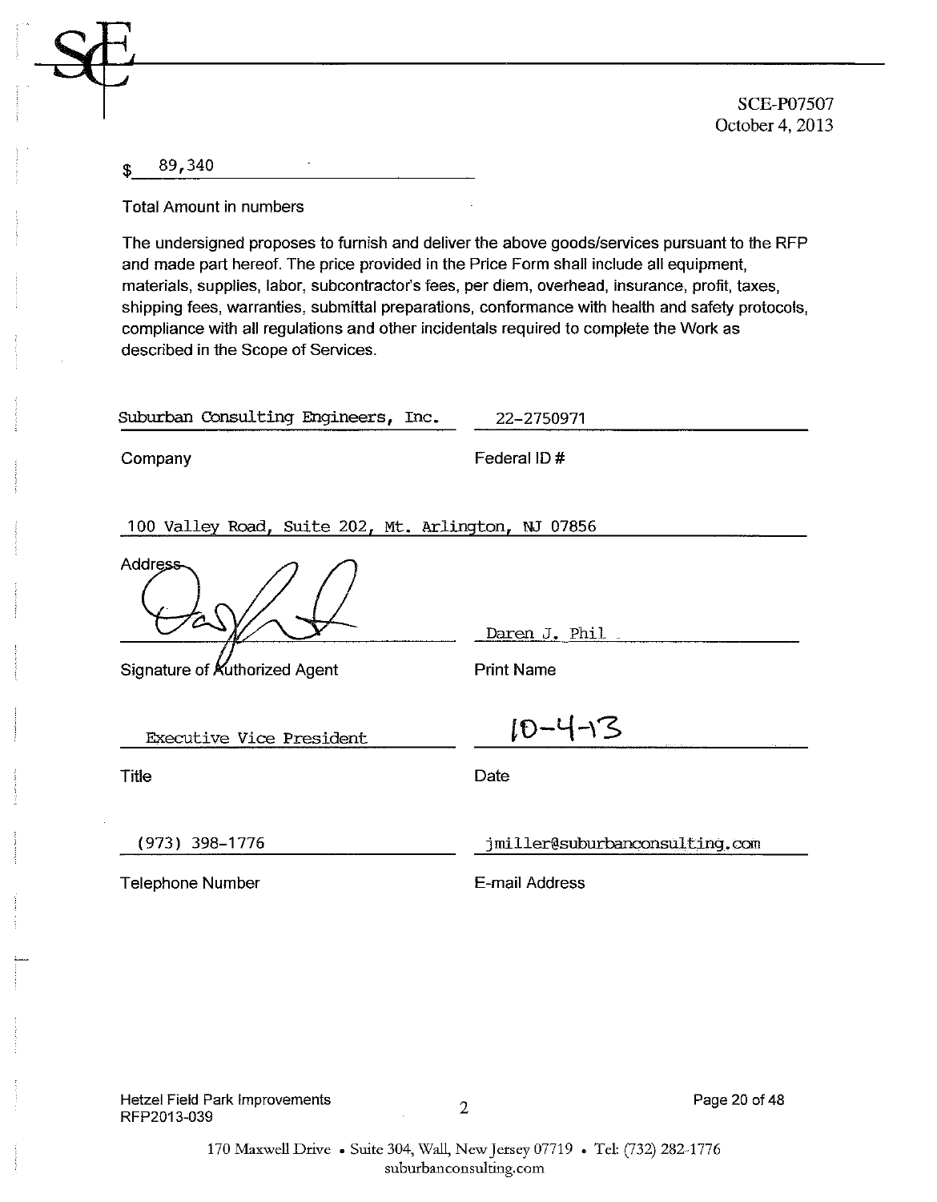SCE-P07507
October 4, 2013

$ 89,340

Total Amount in numbers

The undersigned proposes to furnish and deliver the above goods/services pursuant to the RFP and made part hereof. The price provided in the Price Form shall include all equipment, materials, supplies, labor, subcontractor's fees, per diem, overhead, insurance, profit, taxes, shipping fees, warranties, submittal preparations, conformance with health and safety protocols, compliance with all regulations and other incidentals required to complete the Work as described in the Scope of Services.

| | |
|---|---|
| Suburban Consulting Engineers, Inc. | 22-2750971 |
| Company | Federal ID # |

100 Valley Road, Suite 202, Mt. Arlington, NJ 07856

Address

| | |
|---|---|
| [Signature] | Daren J. Phil |
| Signature of Authorized Agent | Print Name |
| Executive Vice President | 10-4-13 |
| Title | Date |
| (973) 398-1776 | jmiller@suburbanconsulting.com |
| Telephone Number | E-mail Address |

Hetzel Field Park Improvements
RFP2013-039

170 Maxwell Drive • Suite 304, Wall, New Jersey 07719 • Tel: (732) 282-1776
suburbanconsulting.com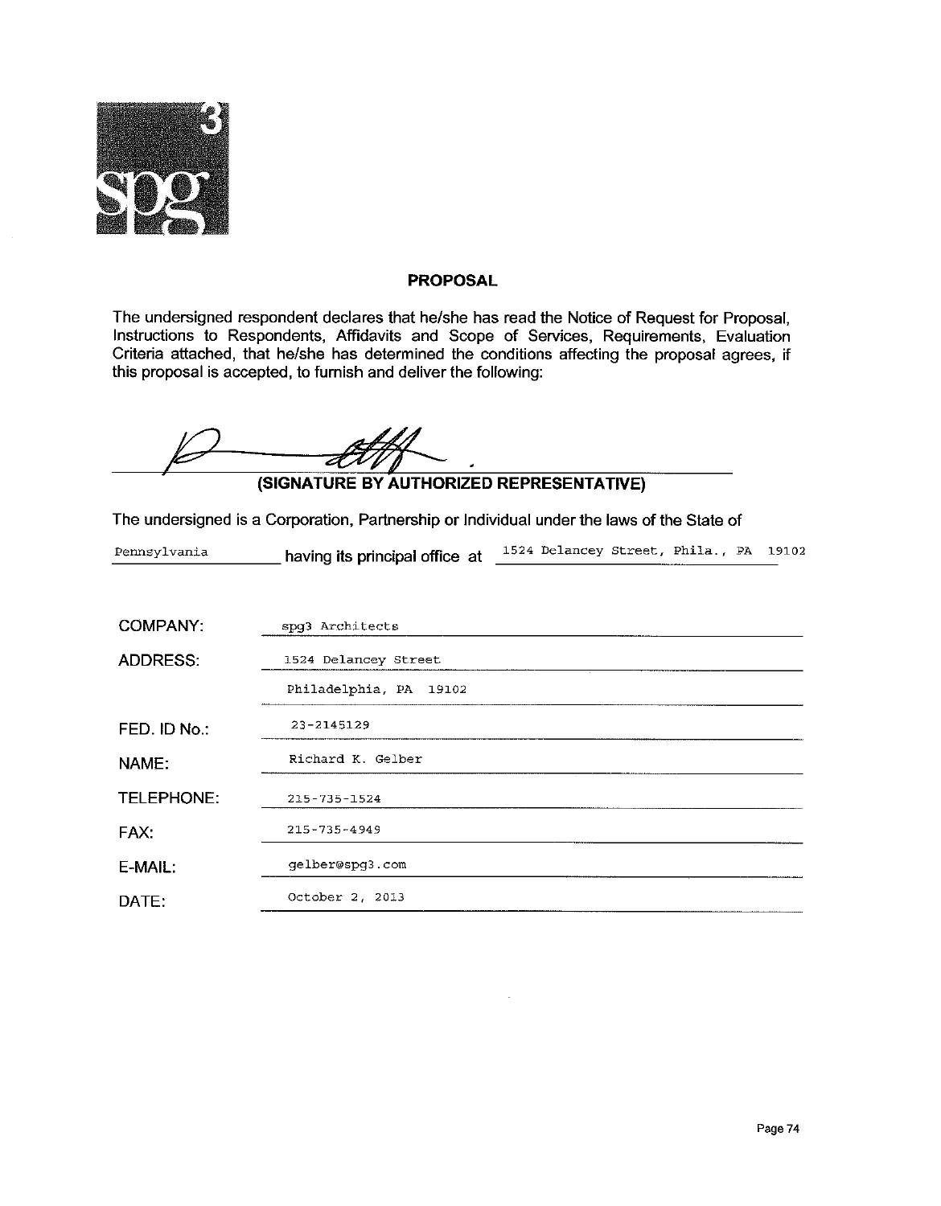## PROPOSAL

The undersigned respondent declares that he/she has read the Notice of Request for Proposal, Instructions to Respondents, Affidavits and Scope of Services, Requirements, Evaluation Criteria attached, that he/she has determined the conditions affecting the proposal agrees, if this proposal is accepted, to furnish and deliver the following:

**(SIGNATURE BY AUTHORIZED REPRESENTATIVE)**

The undersigned is a Corporation, Partnership or Individual under the laws of the State of Pennsylvania having its principal office at 1524 Delancey Street, Phila., PA 19102

COMPANY: spg3 Architects

ADDRESS: 1524 Delancey Street
Philadelphia, PA 19102

FED. ID No.: 23-2145129

NAME: Richard K. Gelber

TELEPHONE: 215-735-1524

FAX: 215-735-4949

E-MAIL: gelber@spg3.com

DATE: October 2, 2013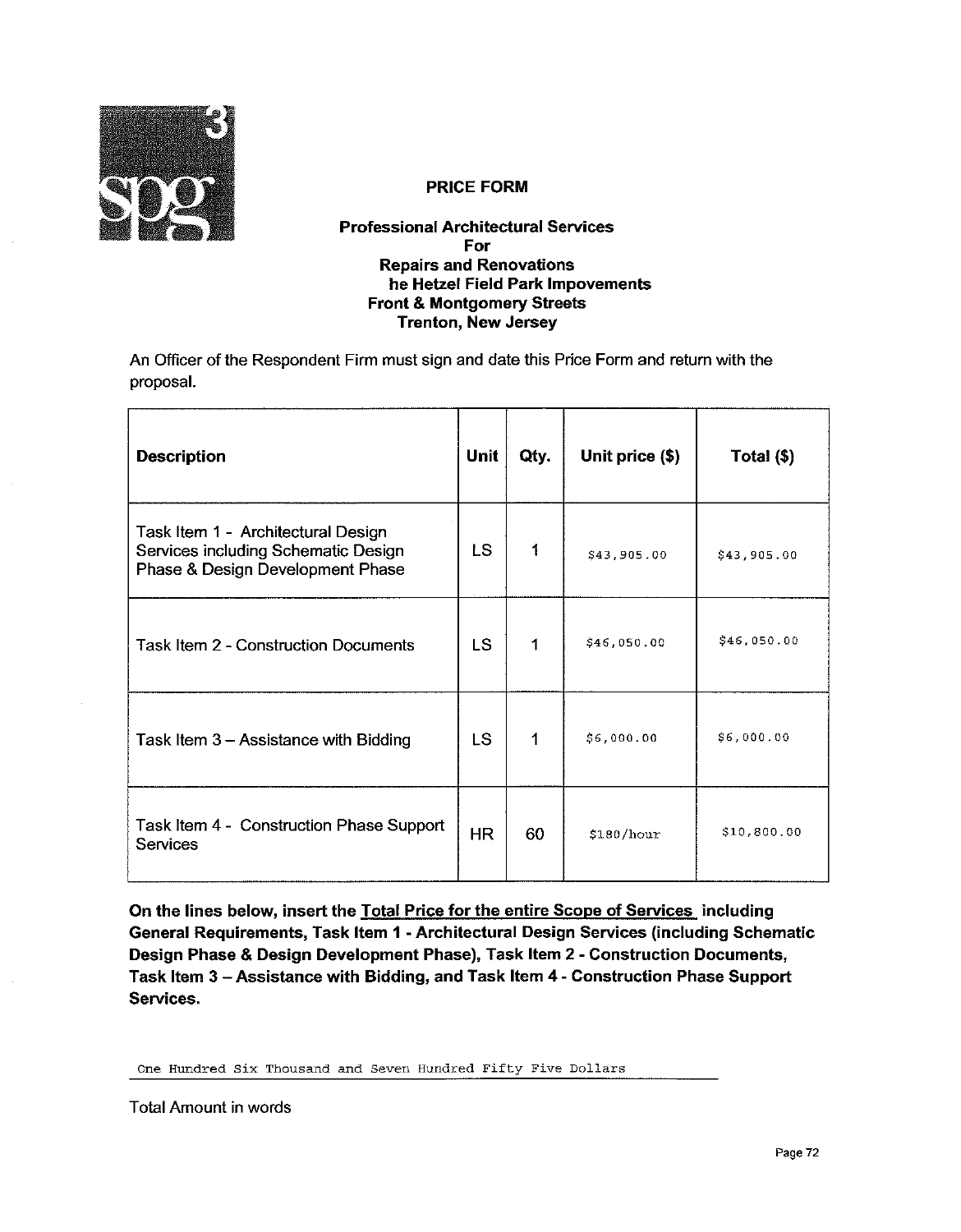## PRICE FORM

**Professional Architectural Services**
**For**
**Repairs and Renovations**
**he Hetzel Field Park Impovements**
**Front & Montgomery Streets**
**Trenton, New Jersey**

An Officer of the Respondent Firm must sign and date this Price Form and return with the proposal.

| Description | Unit | Qty. | Unit price ($) | Total ($) |
|---|---|---|---|---|
| Task Item 1 - Architectural Design Services including Schematic Design Phase & Design Development Phase | LS | 1 | $43,905.00 | $43,905.00 |
| Task Item 2 - Construction Documents | LS | 1 | $46,050.00 | $46,050.00 |
| Task Item 3 – Assistance with Bidding | LS | 1 | $6,000.00 | $6,000.00 |
| Task Item 4 - Construction Phase Support Services | HR | 60 | $180/hour | $10,800.00 |

**On the lines below, insert the Total Price for the entire Scope of Services including General Requirements, Task Item 1 - Architectural Design Services (including Schematic Design Phase & Design Development Phase), Task Item 2 - Construction Documents, Task Item 3 – Assistance with Bidding, and Task Item 4 - Construction Phase Support Services.**

One Hundred Six Thousand and Seven Hundred Fifty Five Dollars

Total Amount in words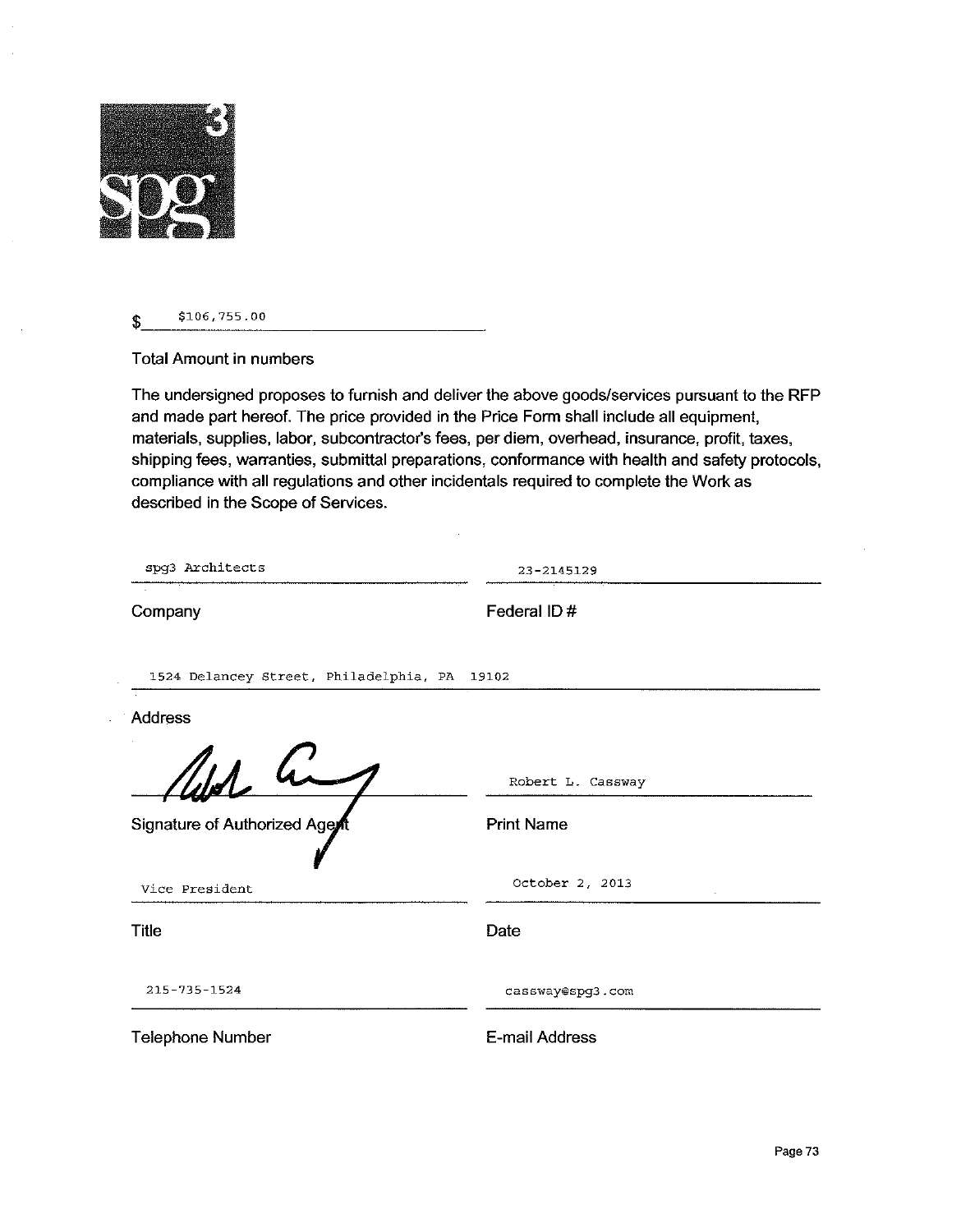$ $106,755.00

Total Amount in numbers

The undersigned proposes to furnish and deliver the above goods/services pursuant to the RFP and made part hereof. The price provided in the Price Form shall include all equipment, materials, supplies, labor, subcontractor's fees, per diem, overhead, insurance, profit, taxes, shipping fees, warranties, submittal preparations, conformance with health and safety protocols, compliance with all regulations and other incidentals required to complete the Work as described in the Scope of Services.

| | |
|---|---|
| spg3 Architects | 23-2145129 |
| Company | Federal ID # |

1524 Delancey Street, Philadelphia, PA 19102

Address

| | |
|---|---|
| (signature) | Robert L. Cassway |
| Signature of Authorized Agent | Print Name |
| Vice President | October 2, 2013 |
| Title | Date |
| 215-735-1524 | cassway@spg3.com |
| Telephone Number | E-mail Address |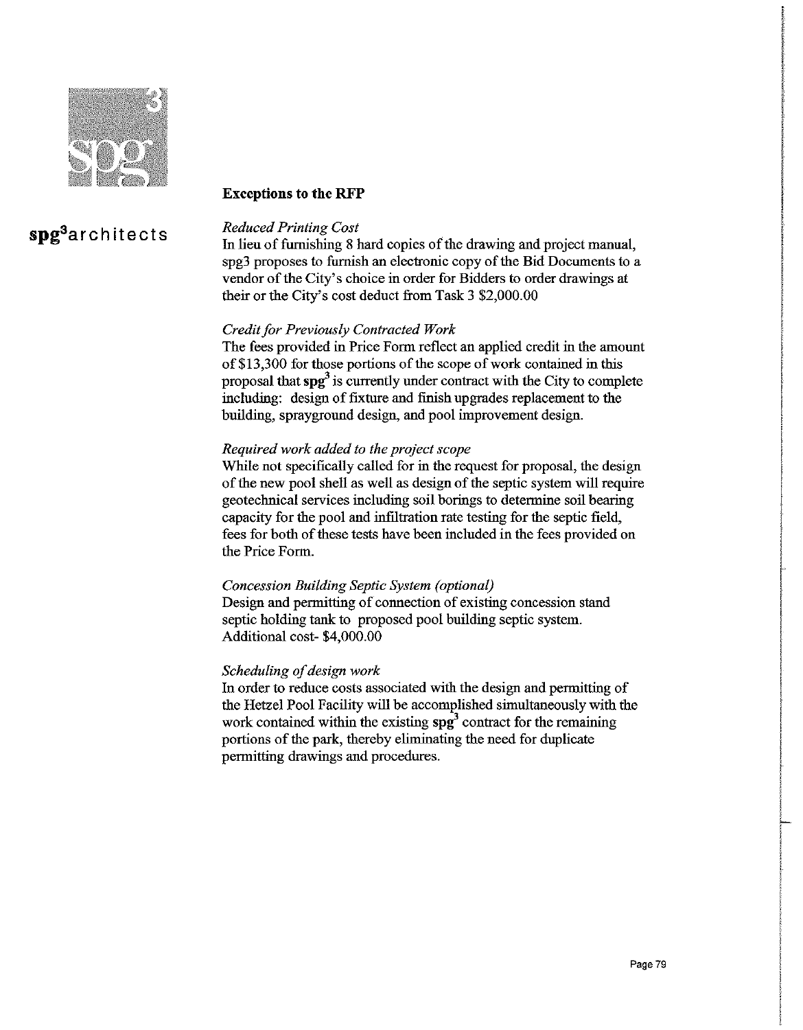**spg³architects**

## Exceptions to the RFP

*Reduced Printing Cost*
In lieu of furnishing 8 hard copies of the drawing and project manual, spg3 proposes to furnish an electronic copy of the Bid Documents to a vendor of the City's choice in order for Bidders to order drawings at their or the City's cost deduct from Task 3 $2,000.00

*Credit for Previously Contracted Work*
The fees provided in Price Form reflect an applied credit in the amount of $13,300 for those portions of the scope of work contained in this proposal that **spg³** is currently under contract with the City to complete including: design of fixture and finish upgrades replacement to the building, sprayground design, and pool improvement design.

*Required work added to the project scope*
While not specifically called for in the request for proposal, the design of the new pool shell as well as design of the septic system will require geotechnical services including soil borings to determine soil bearing capacity for the pool and infiltration rate testing for the septic field, fees for both of these tests have been included in the fees provided on the Price Form.

*Concession Building Septic System (optional)*
Design and permitting of connection of existing concession stand septic holding tank to proposed pool building septic system. Additional cost- $4,000.00

*Scheduling of design work*
In order to reduce costs associated with the design and permitting of the Hetzel Pool Facility will be accomplished simultaneously with the work contained within the existing **spg³** contract for the remaining portions of the park, thereby eliminating the need for duplicate permitting drawings and procedures.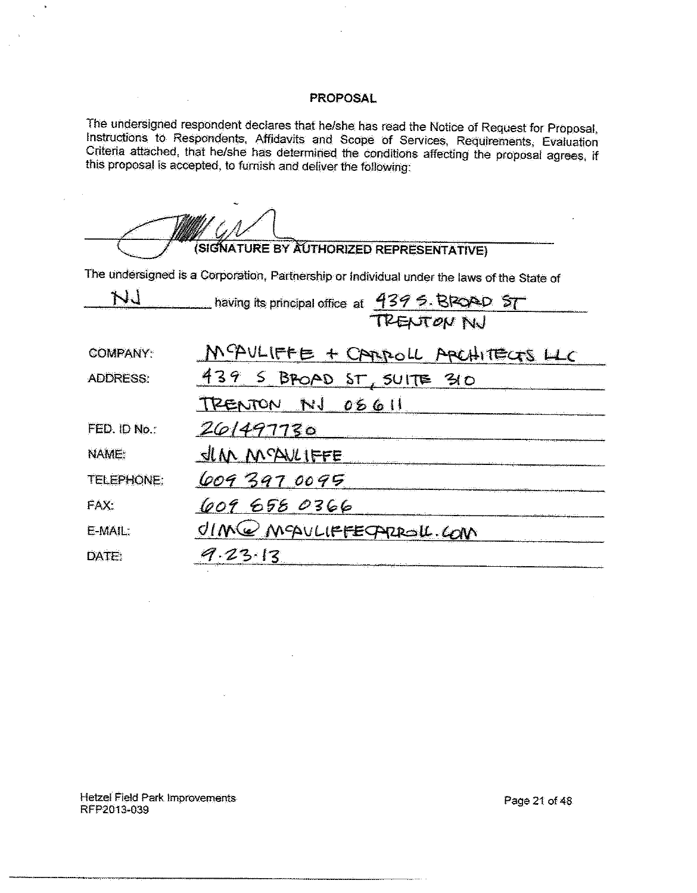## PROPOSAL

The undersigned respondent declares that he/she has read the Notice of Request for Proposal, Instructions to Respondents, Affidavits and Scope of Services, Requirements, Evaluation Criteria attached, that he/she has determined the conditions affecting the proposal agrees, if this proposal is accepted, to furnish and deliver the following:

_______________________________________
(SIGNATURE BY AUTHORIZED REPRESENTATIVE)

The undersigned is a Corporation, Partnership or Individual under the laws of the State of

NJ having its principal office at 439 S. BROAD ST TRENTON NJ

| | |
|---|---|
| COMPANY: | MCAULIFFE + CARROLL ARCHITECTS LLC |
| ADDRESS: | 439 S BROAD ST, SUITE 310 |
| | TRENTON NJ 08611 |
| FED. ID No.: | 261497730 |
| NAME: | JIM MCAULIFFE |
| TELEPHONE: | 609 397 0095 |
| FAX: | 609 858 0366 |
| E-MAIL: | JIM@MCAULIFFECARROLL.COM |
| DATE: | 9.23.13 |

Hetzel Field Park Improvements
RFP2013-039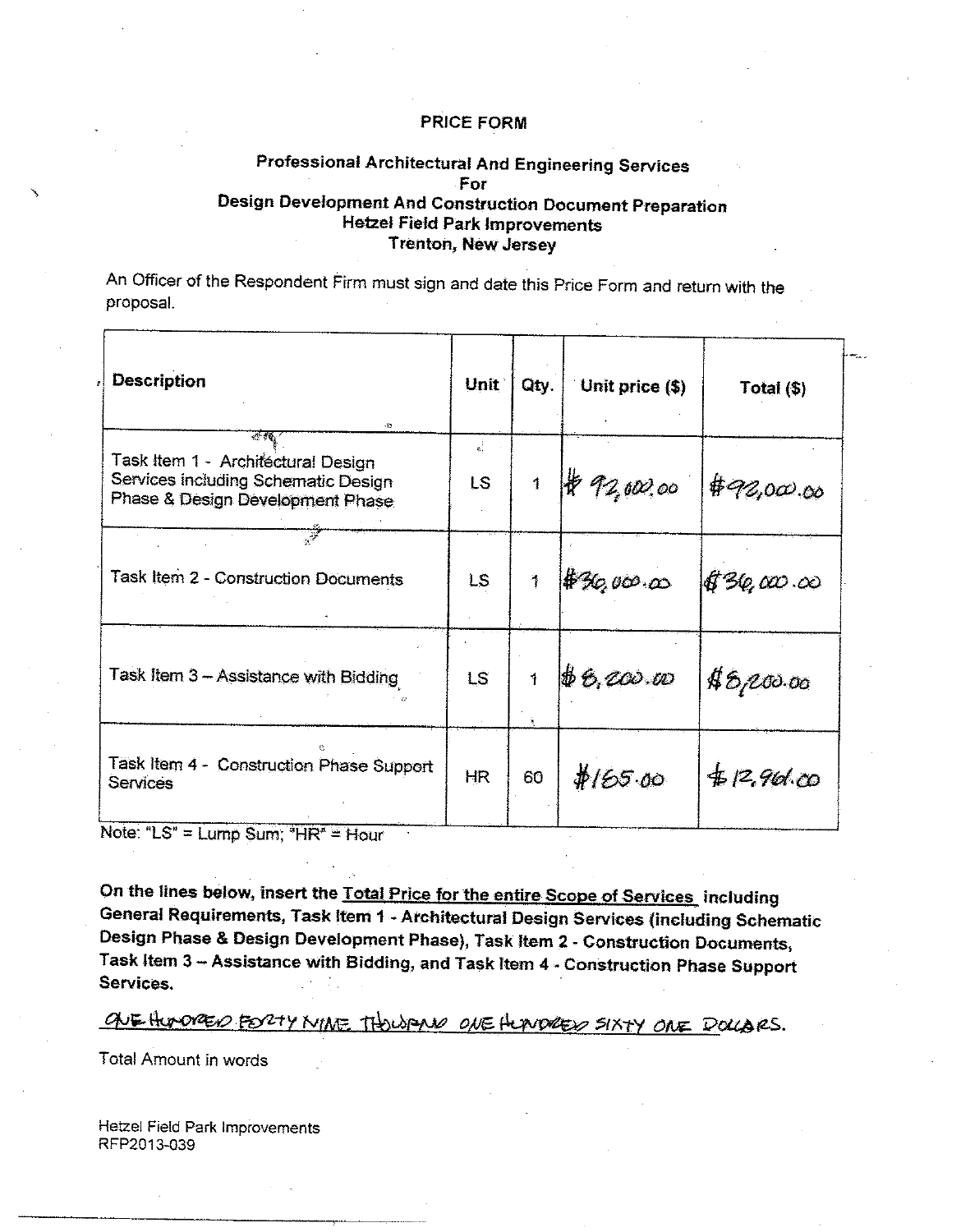**PRICE FORM**

**Professional Architectural And Engineering Services**
**For**
**Design Development And Construction Document Preparation**
**Hetzel Field Park Improvements**
**Trenton, New Jersey**

An Officer of the Respondent Firm must sign and date this Price Form and return with the proposal.

| Description | Unit | Qty. | Unit price ($) | Total ($) |
|---|---|---|---|---|
| Task Item 1 - Architectural Design Services including Schematic Design Phase & Design Development Phase | LS | 1 | $92,000.00 | $92,000.00 |
| Task Item 2 - Construction Documents | LS | 1 | $36,000.00 | $36,000.00 |
| Task Item 3 – Assistance with Bidding | LS | 1 | $8,200.00 | $8,200.00 |
| Task Item 4 - Construction Phase Support Services | HR | 60 | $165.00 | $12,961.00 |

Note: "LS" = Lump Sum; "HR" = Hour

**On the lines below, insert the Total Price for the entire Scope of Services including General Requirements, Task Item 1 - Architectural Design Services (including Schematic Design Phase & Design Development Phase), Task Item 2 - Construction Documents, Task Item 3 – Assistance with Bidding, and Task Item 4 - Construction Phase Support Services.**

ONE HUNDRED FORTY NINE THOUSAND ONE HUNDRED SIXTY ONE DOLLARS.

Total Amount in words

Hetzel Field Park Improvements
RFP2013-039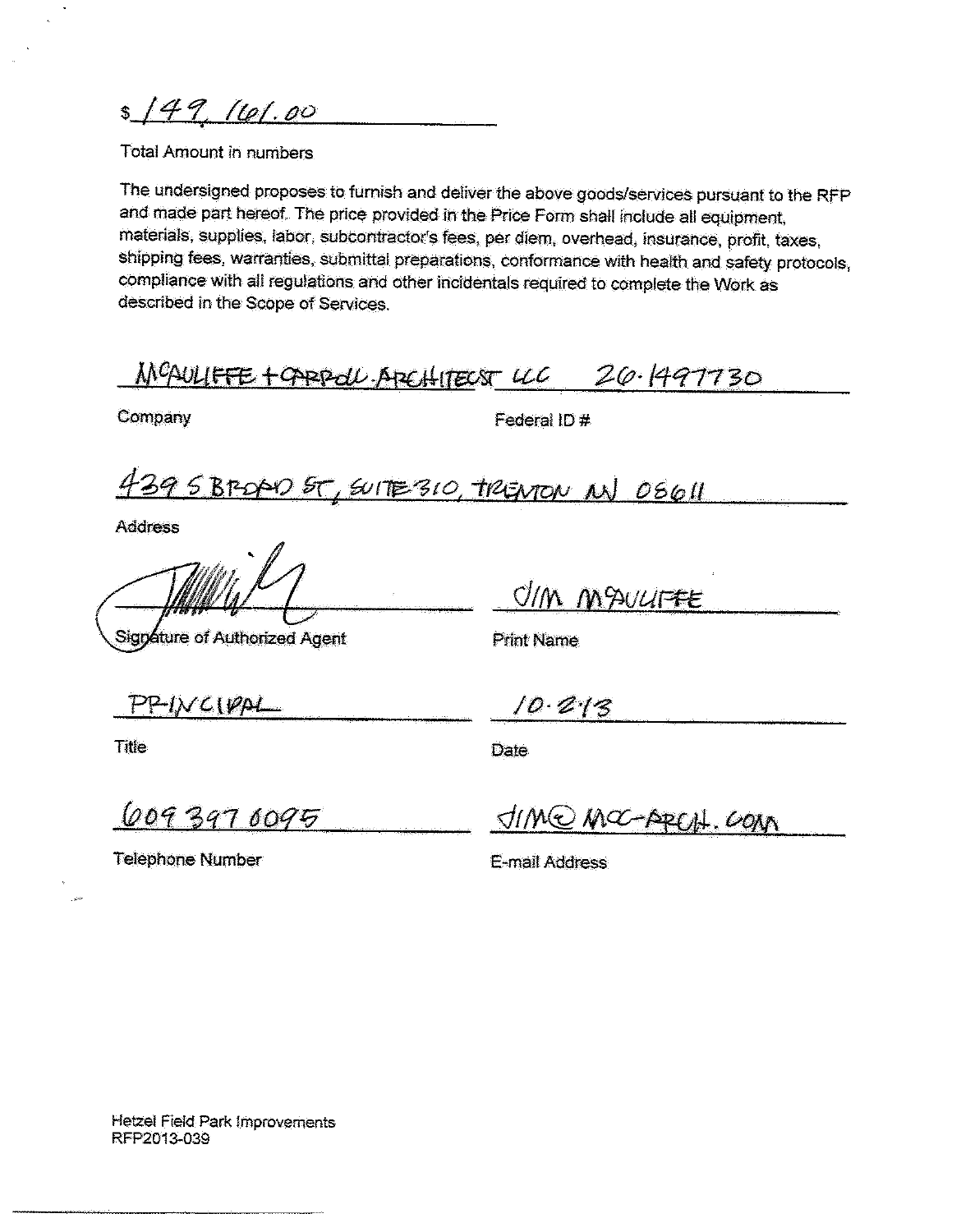$ 149,161.00

Total Amount in numbers

The undersigned proposes to furnish and deliver the above goods/services pursuant to the RFP and made part hereof. The price provided in the Price Form shall include all equipment, materials, supplies, labor, subcontractor's fees, per diem, overhead, insurance, profit, taxes, shipping fees, warranties, submittal preparations, conformance with health and safety protocols, compliance with all regulations and other incidentals required to complete the Work as described in the Scope of Services.

MCAULIFFE + CARROLL ARCHITECT LLC

Company

26-1497730

Federal ID #

439 S BROAD ST, SUITE 310, TRENTON NJ 08611

Address

[Signature]

Signature of Authorized Agent

JIM MCAULIFFE

Print Name

PRINCIPAL

Title

10-2-13

Date

609 397 6095

Telephone Number

JIM@MCC-ARCH.COM

E-mail Address

Hetzel Field Park Improvements
RFP2013-039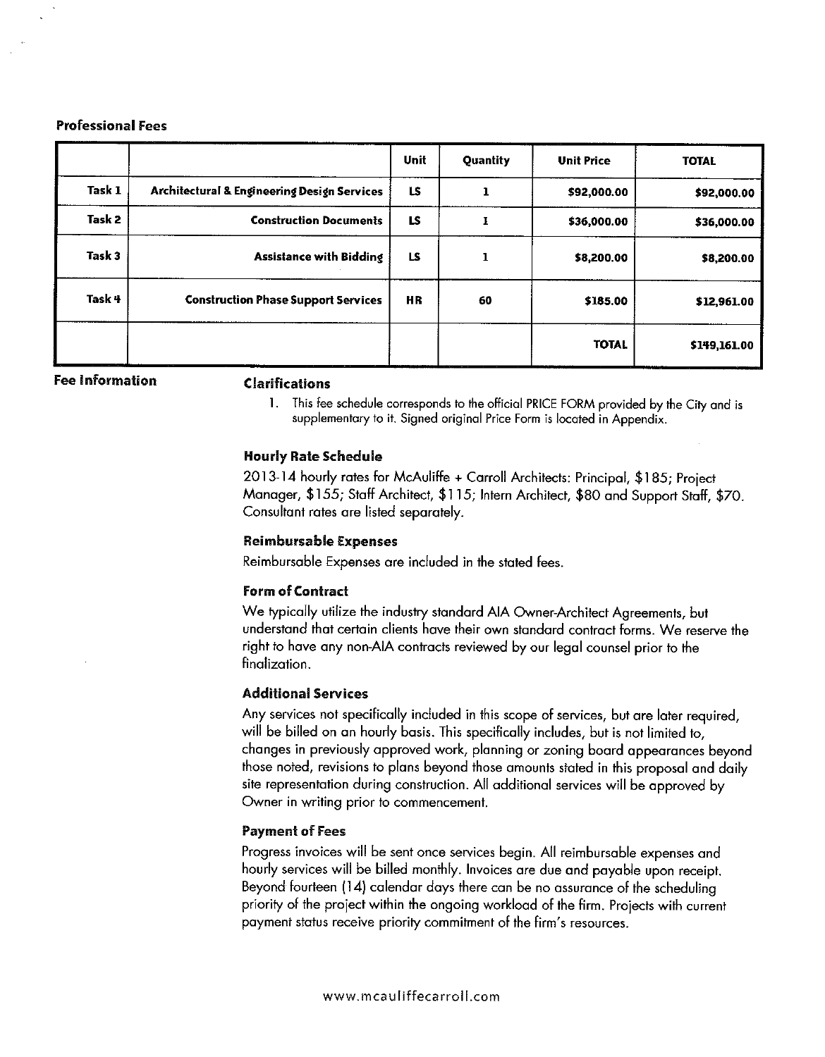**Professional Fees**

| | | Unit | Quantity | Unit Price | TOTAL |
|---|---|---|---|---|---|
| Task 1 | Architectural & Engineering Design Services | LS | 1 | $92,000.00 | $92,000.00 |
| Task 2 | Construction Documents | LS | 1 | $36,000.00 | $36,000.00 |
| Task 3 | Assistance with Bidding | LS | 1 | $8,200.00 | $8,200.00 |
| Task 4 | Construction Phase Support Services | HR | 60 | $185.00 | $12,961.00 |
| | | | | TOTAL | $149,161.00 |

**Fee Information**

### Clarifications

1. This fee schedule corresponds to the official PRICE FORM provided by the City and is supplementary to it. Signed original Price Form is located in Appendix.

### Hourly Rate Schedule

2013-14 hourly rates for McAuliffe + Carroll Architects: Principal, $185; Project Manager, $155; Staff Architect, $115; Intern Architect, $80 and Support Staff, $70. Consultant rates are listed separately.

### Reimbursable Expenses

Reimbursable Expenses are included in the stated fees.

### Form of Contract

We typically utilize the industry standard AIA Owner-Architect Agreements, but understand that certain clients have their own standard contract forms. We reserve the right to have any non-AIA contracts reviewed by our legal counsel prior to the finalization.

### Additional Services

Any services not specifically included in this scope of services, but are later required, will be billed on an hourly basis. This specifically includes, but is not limited to, changes in previously approved work, planning or zoning board appearances beyond those noted, revisions to plans beyond those amounts stated in this proposal and daily site representation during construction. All additional services will be approved by Owner in writing prior to commencement.

### Payment of Fees

Progress invoices will be sent once services begin. All reimbursable expenses and hourly services will be billed monthly. Invoices are due and payable upon receipt. Beyond fourteen (14) calendar days there can be no assurance of the scheduling priority of the project within the ongoing workload of the firm. Projects with current payment status receive priority commitment of the firm's resources.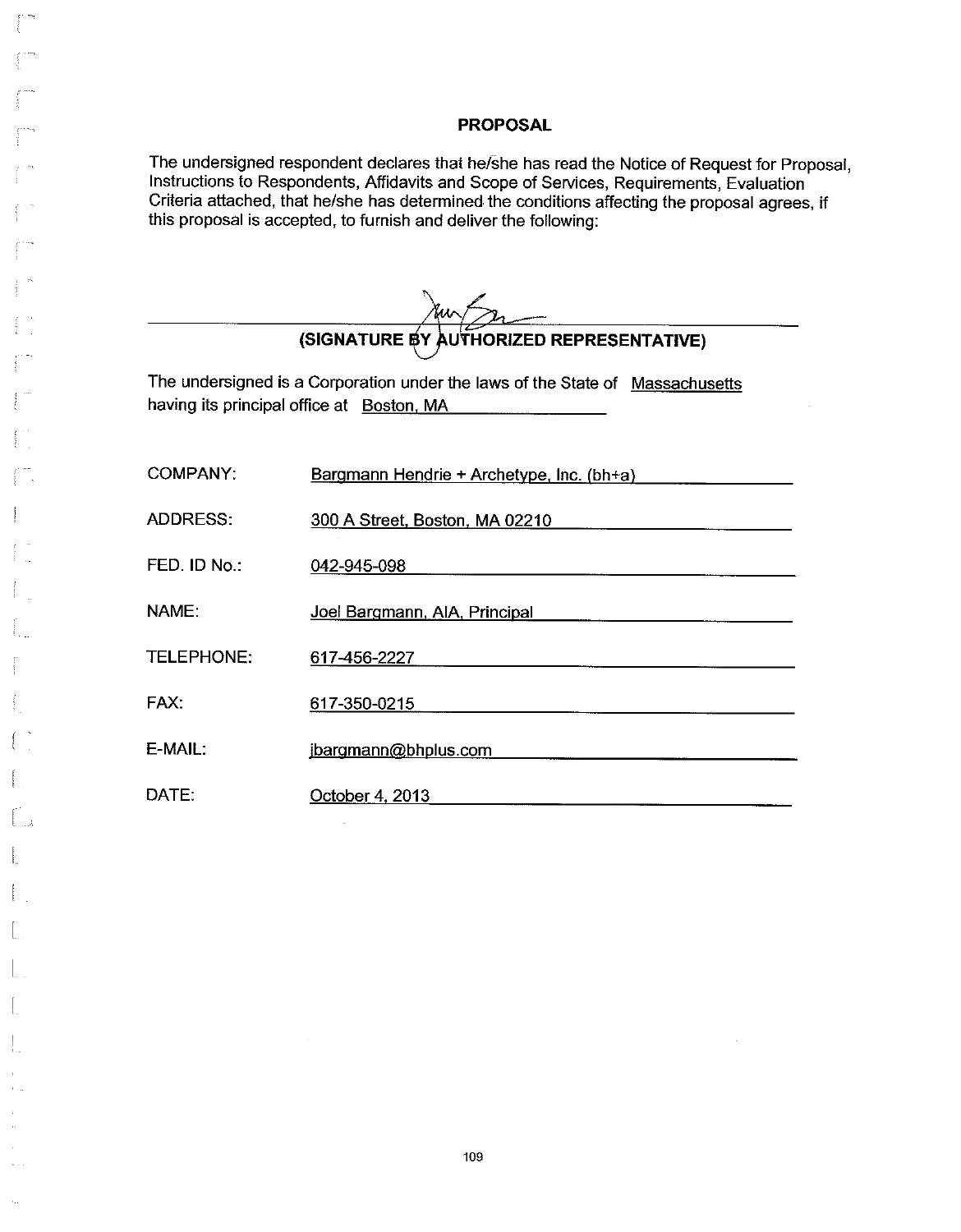## PROPOSAL

The undersigned respondent declares that he/she has read the Notice of Request for Proposal, Instructions to Respondents, Affidavits and Scope of Services, Requirements, Evaluation Criteria attached, that he/she has determined the conditions affecting the proposal agrees, if this proposal is accepted, to furnish and deliver the following:

______________________________________________

**(SIGNATURE BY AUTHORIZED REPRESENTATIVE)**

The undersigned is a Corporation under the laws of the State of Massachusetts having its principal office at Boston, MA

| | |
|---|---|
| COMPANY: | Bargmann Hendrie + Archetype, Inc. (bh+a) |
| ADDRESS: | 300 A Street, Boston, MA 02210 |
| FED. ID No.: | 042-945-098 |
| NAME: | Joel Bargmann, AIA, Principal |
| TELEPHONE: | 617-456-2227 |
| FAX: | 617-350-0215 |
| E-MAIL: | jbargmann@bhplus.com |
| DATE: | October 4, 2013 |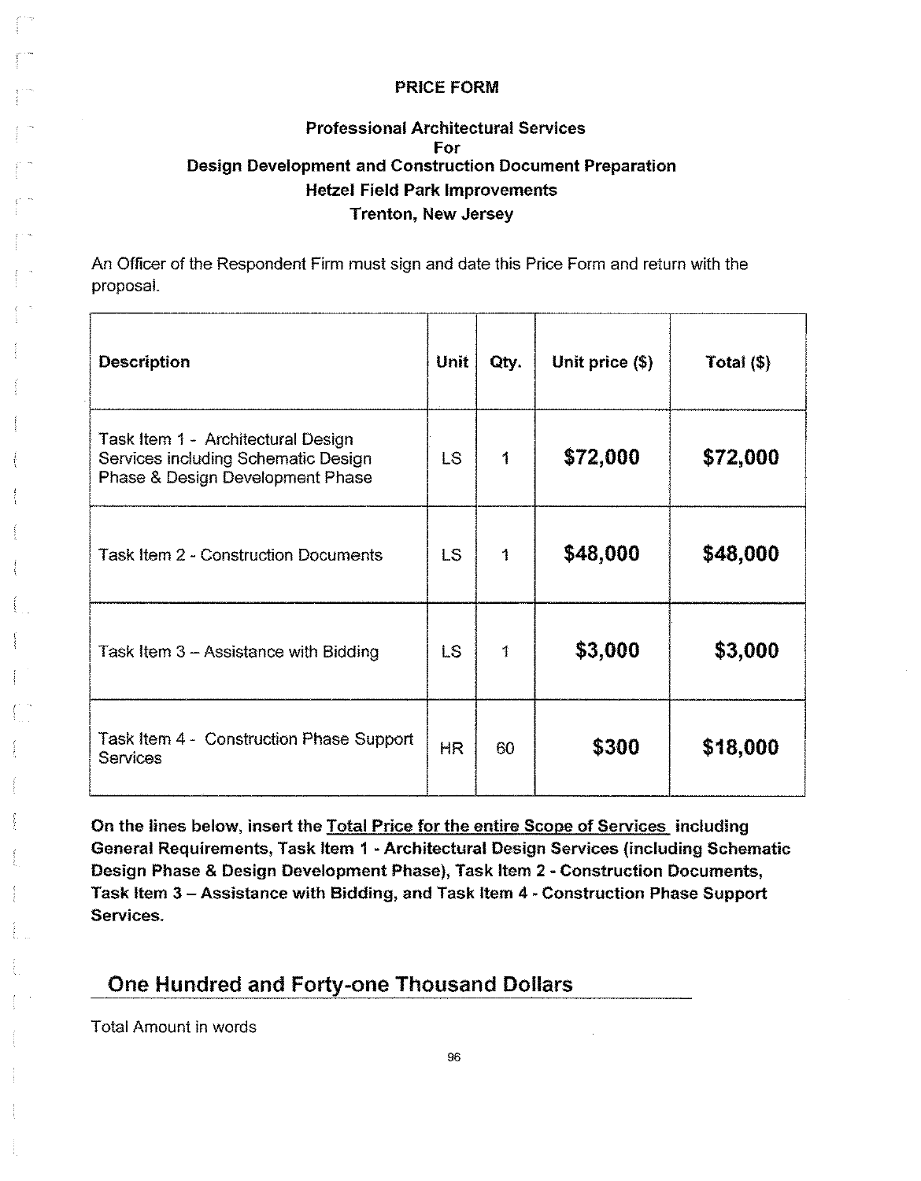**PRICE FORM**

**Professional Architectural Services**
**For**
**Design Development and Construction Document Preparation**
**Hetzel Field Park Improvements**
**Trenton, New Jersey**

An Officer of the Respondent Firm must sign and date this Price Form and return with the proposal.

| Description | Unit | Qty. | Unit price ($) | Total ($) |
|---|---|---|---|---|
| Task Item 1 - Architectural Design Services including Schematic Design Phase & Design Development Phase | LS | 1 | $72,000 | $72,000 |
| Task Item 2 - Construction Documents | LS | 1 | $48,000 | $48,000 |
| Task Item 3 – Assistance with Bidding | LS | 1 | $3,000 | $3,000 |
| Task Item 4 - Construction Phase Support Services | HR | 60 | $300 | $18,000 |

**On the lines below, insert the Total Price for the entire Scope of Services including General Requirements, Task Item 1 - Architectural Design Services (including Schematic Design Phase & Design Development Phase), Task Item 2 - Construction Documents, Task Item 3 – Assistance with Bidding, and Task Item 4 - Construction Phase Support Services.**

One Hundred and Forty-one Thousand Dollars

Total Amount in words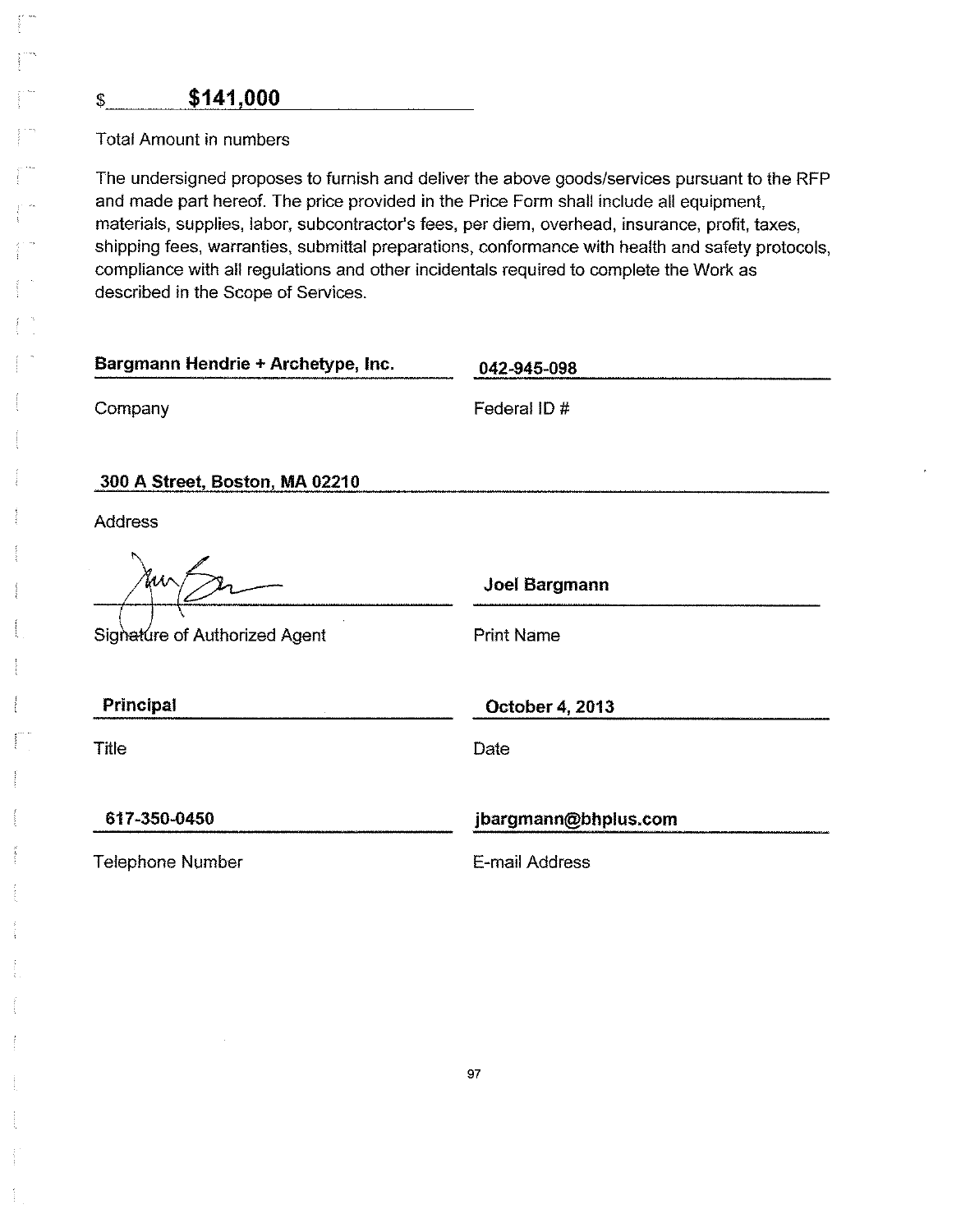$ **$141,000**

Total Amount in numbers

The undersigned proposes to furnish and deliver the above goods/services pursuant to the RFP and made part hereof. The price provided in the Price Form shall include all equipment, materials, supplies, labor, subcontractor's fees, per diem, overhead, insurance, profit, taxes, shipping fees, warranties, submittal preparations, conformance with health and safety protocols, compliance with all regulations and other incidentals required to complete the Work as described in the Scope of Services.

**Bargmann Hendrie + Archetype, Inc.**
Company

**042-945-098**
Federal ID #

**300 A Street, Boston, MA 02210**
Address

[Signature]
Signature of Authorized Agent

**Joel Bargmann**
Print Name

**Principal**
Title

**October 4, 2013**
Date

**617-350-0450**
Telephone Number

**jbargmann@bhplus.com**
E-mail Address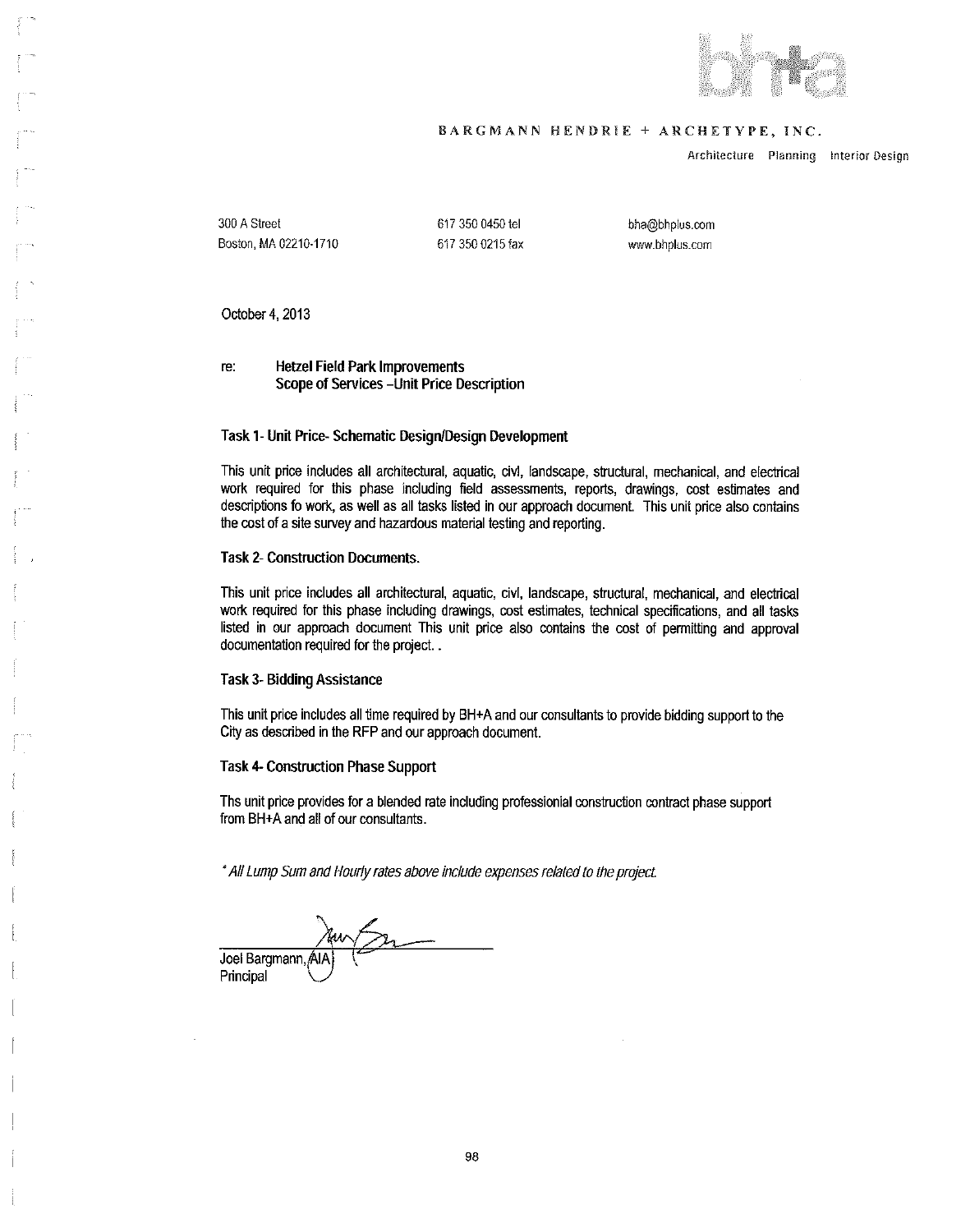bh+a

BARGMANN HENDRIE + ARCHETYPE, INC.

Architecture Planning Interior Design

300 A Street
Boston, MA 02210-1710

617 350 0450 tel
617 350 0215 fax

bha@bhplus.com
www.bhplus.com

October 4, 2013

re: **Hetzel Field Park Improvements**
**Scope of Services –Unit Price Description**

### Task 1- Unit Price- Schematic Design/Design Development

This unit price includes all architectural, aquatic, civl, landscape, structural, mechanical, and electrical work required for this phase including field assessments, reports, drawings, cost estimates and descriptions fo work, as well as all tasks listed in our approach document. This unit price also contains the cost of a site survey and hazardous material testing and reporting.

### Task 2- Construction Documents.

This unit price includes all architectural, aquatic, civl, landscape, structural, mechanical, and electrical work required for this phase including drawings, cost estimates, technical specifications, and all tasks listed in our approach document This unit price also contains the cost of permitting and approval documentation required for the project. .

### Task 3- Bidding Assistance

This unit price includes all time required by BH+A and our consultants to provide bidding support to the City as described in the RFP and our approach document.

### Task 4- Construction Phase Support

Ths unit price provides for a blended rate including professionial construction contract phase support from BH+A and all of our consultants.

*\* All Lump Sum and Hourly rates above include expenses related to the project.*

Joel Bargmann, AIA
Principal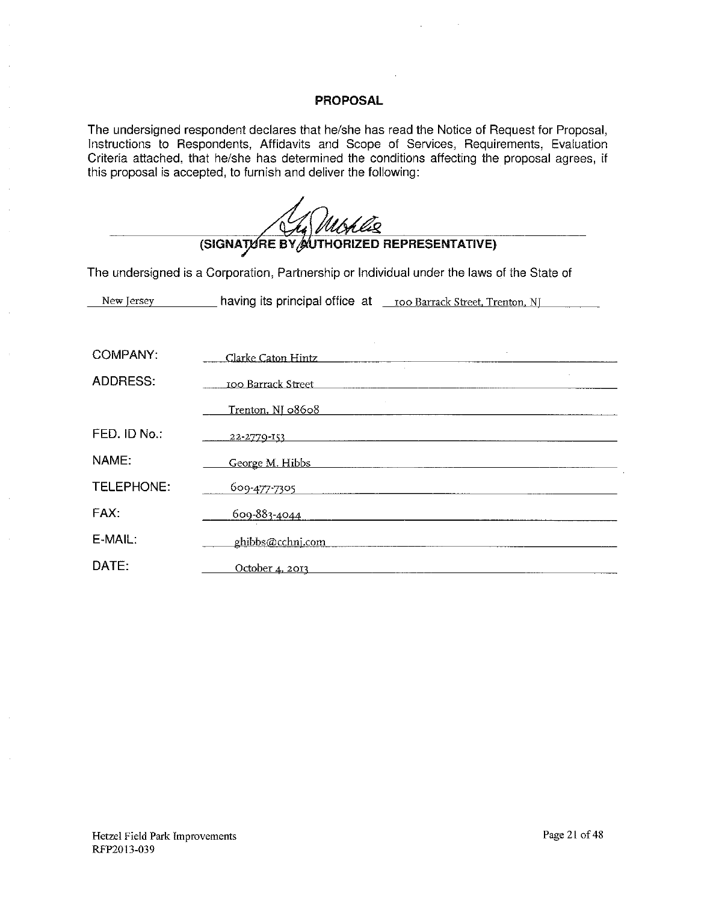## PROPOSAL

The undersigned respondent declares that he/she has read the Notice of Request for Proposal, Instructions to Respondents, Affidavits and Scope of Services, Requirements, Evaluation Criteria attached, that he/she has determined the conditions affecting the proposal agrees, if this proposal is accepted, to furnish and deliver the following:

**(SIGNATURE BY AUTHORIZED REPRESENTATIVE)**

The undersigned is a Corporation, Partnership or Individual under the laws of the State of New Jersey having its principal office at 100 Barrack Street, Trenton, NJ

| | |
|---|---|
| COMPANY: | Clarke Caton Hintz |
| ADDRESS: | 100 Barrack Street |
| | Trenton, NJ 08608 |
| FED. ID No.: | 22-2779-153 |
| NAME: | George M. Hibbs |
| TELEPHONE: | 609-477-7305 |
| FAX: | 609-883-4044 |
| E-MAIL: | ghibbs@cchnj.com |
| DATE: | October 4, 2013 |

Hetzel Field Park Improvements
RFP2013-039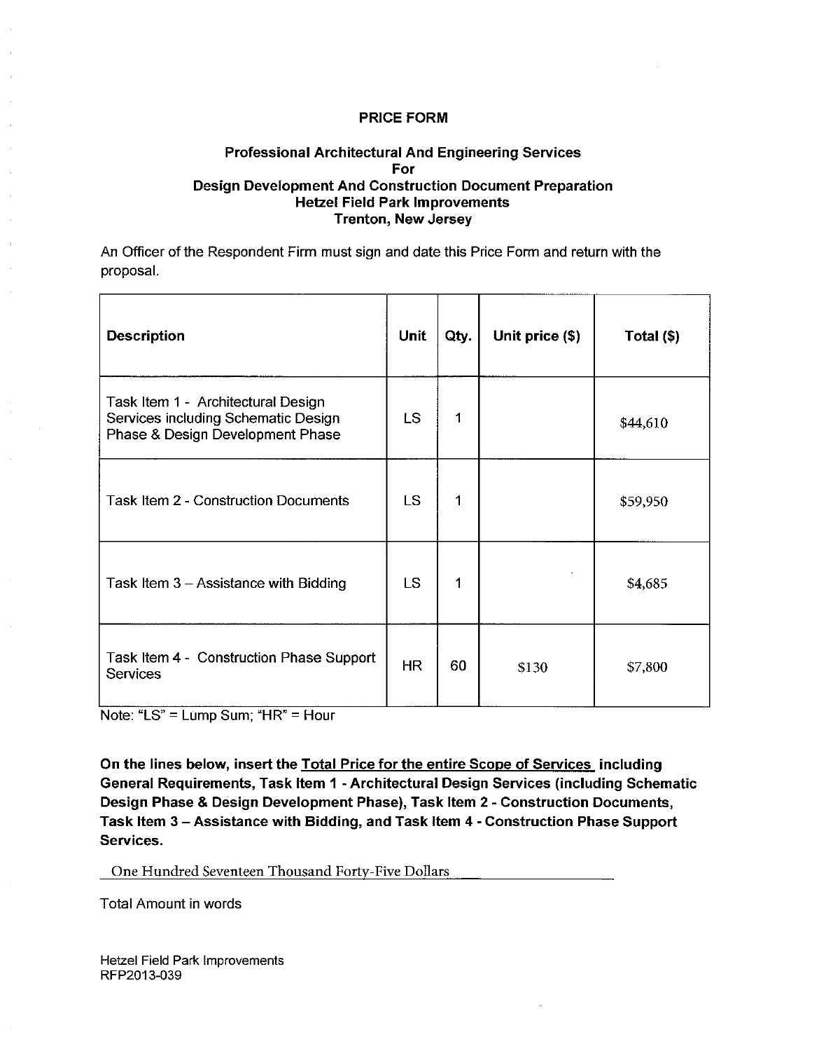**PRICE FORM**

**Professional Architectural And Engineering Services**
**For**
**Design Development And Construction Document Preparation**
**Hetzel Field Park Improvements**
**Trenton, New Jersey**

An Officer of the Respondent Firm must sign and date this Price Form and return with the proposal.

| Description | Unit | Qty. | Unit price ($) | Total ($) |
|---|---|---|---|---|
| Task Item 1 - Architectural Design Services including Schematic Design Phase & Design Development Phase | LS | 1 | | $44,610 |
| Task Item 2 - Construction Documents | LS | 1 | | $59,950 |
| Task Item 3 – Assistance with Bidding | LS | 1 | | $4,685 |
| Task Item 4 - Construction Phase Support Services | HR | 60 | $130 | $7,800 |

Note: "LS" = Lump Sum; "HR" = Hour

**On the lines below, insert the <u>Total Price for the entire Scope of Services</u> including General Requirements, Task Item 1 - Architectural Design Services (including Schematic Design Phase & Design Development Phase), Task Item 2 - Construction Documents, Task Item 3 – Assistance with Bidding, and Task Item 4 - Construction Phase Support Services.**

One Hundred Seventeen Thousand Forty-Five Dollars

Total Amount in words

Hetzel Field Park Improvements
RFP2013-039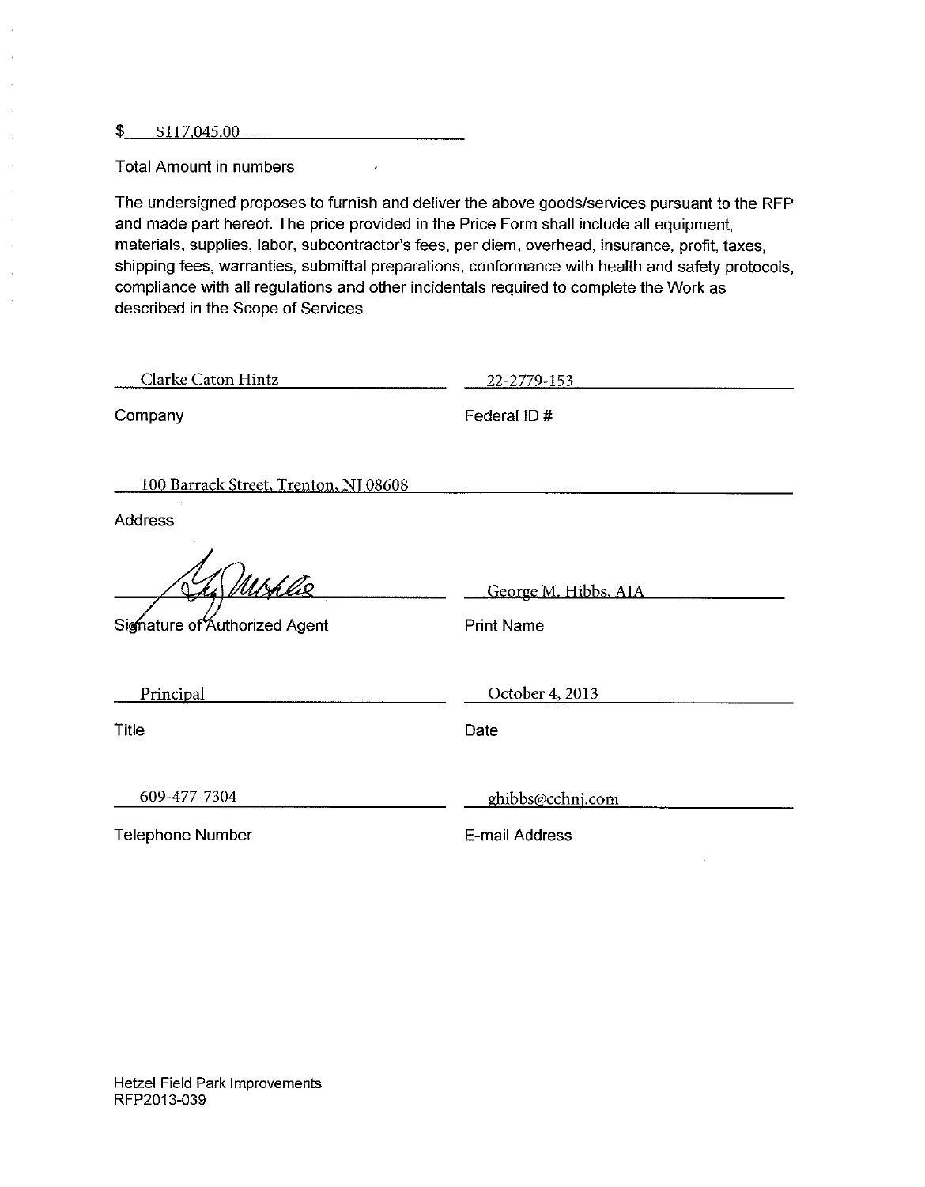$ $117,045.00

Total Amount in numbers

The undersigned proposes to furnish and deliver the above goods/services pursuant to the RFP and made part hereof. The price provided in the Price Form shall include all equipment, materials, supplies, labor, subcontractor's fees, per diem, overhead, insurance, profit, taxes, shipping fees, warranties, submittal preparations, conformance with health and safety protocols, compliance with all regulations and other incidentals required to complete the Work as described in the Scope of Services.

| | |
|---|---|
| Clarke Caton Hintz | 22-2779-153 |
| Company | Federal ID # |

100 Barrack Street, Trenton, NJ 08608

Address

| | |
|---|---|
| [Signature] | George M. Hibbs, AIA |
| Signature of Authorized Agent | Print Name |
| Principal | October 4, 2013 |
| Title | Date |
| 609-477-7304 | ghibbs@cchnj.com |
| Telephone Number | E-mail Address |

Hetzel Field Park Improvements
RFP2013-039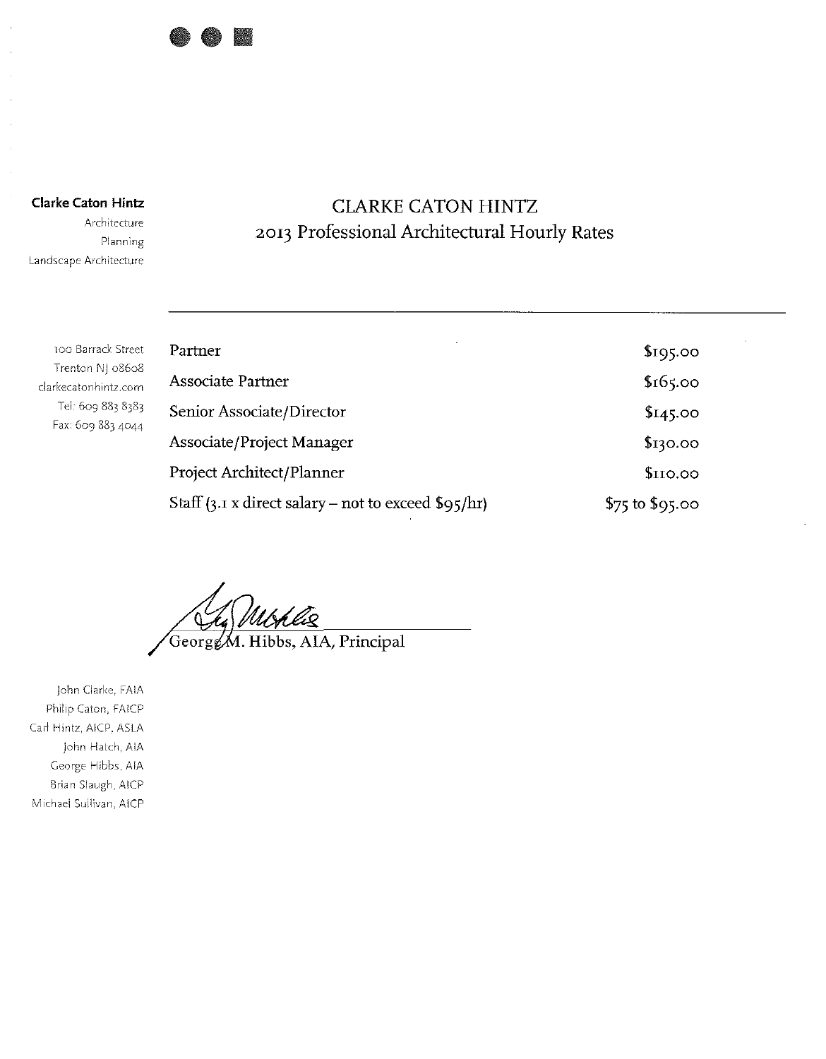**Clarke Caton Hintz**

Architecture
Planning
Landscape Architecture

# CLARKE CATON HINTZ

## 2013 Professional Architectural Hourly Rates

100 Barrack Street
Trenton NJ 08608
clarkecatonhintz.com
Tel: 609 883 8383
Fax: 609 883 4044

| | |
|---|---|
| Partner | $195.00 |
| Associate Partner | $165.00 |
| Senior Associate/Director | $145.00 |
| Associate/Project Manager | $130.00 |
| Project Architect/Planner | $110.00 |
| Staff (3.1 x direct salary – not to exceed $95/hr) | $75 to $95.00 |

George M. Hibbs, AIA, Principal

John Clarke, FAIA
Philip Caton, FAICP
Carl Hintz, AICP, ASLA
John Hatch, AIA
George Hibbs, AIA
Brian Slaugh, AICP
Michael Sullivan, AICP